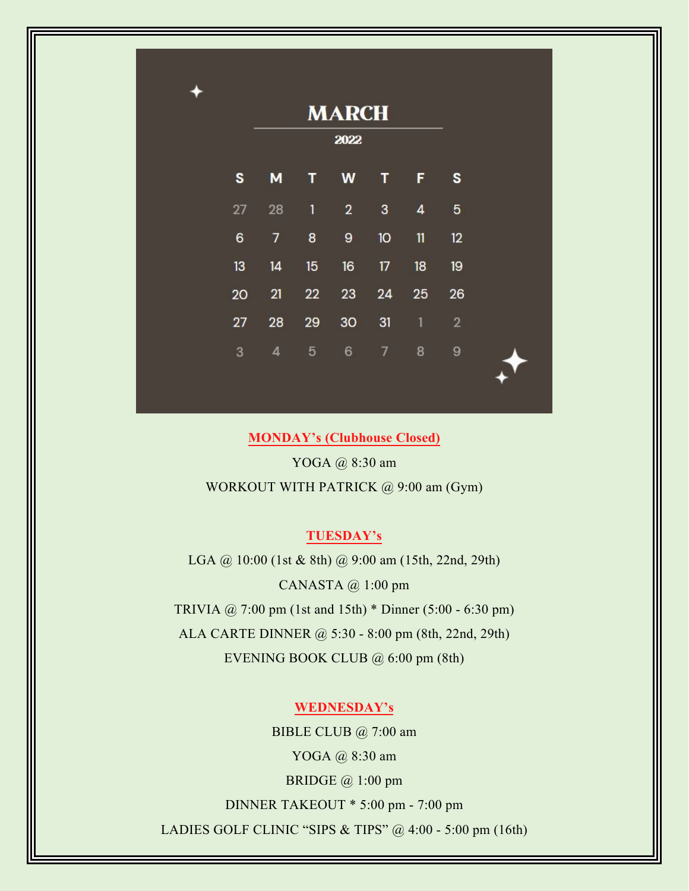# MARCH

## 2022

| S | M | T | W | T | F | S |
|---|---|---|---|---|---|---|
| 27 | 28 | 1 | 2 | 3 | 4 | 5 |
| 6 | 7 | 8 | 9 | 10 | 11 | 12 |
| 13 | 14 | 15 | 16 | 17 | 18 | 19 |
| 20 | 21 | 22 | 23 | 24 | 25 | 26 |
| 27 | 28 | 29 | 30 | 31 | 1 | 2 |
| 3 | 4 | 5 | 6 | 7 | 8 | 9 |

### MONDAY's (Clubhouse Closed)

YOGA @ 8:30 am

WORKOUT WITH PATRICK @ 9:00 am (Gym)

### TUESDAY's

LGA @ 10:00 (1st & 8th) @ 9:00 am (15th, 22nd, 29th)

CANASTA @ 1:00 pm

TRIVIA @ 7:00 pm (1st and 15th) * Dinner (5:00 - 6:30 pm)

ALA CARTE DINNER @ 5:30 - 8:00 pm (8th, 22nd, 29th)

EVENING BOOK CLUB @ 6:00 pm (8th)

### WEDNESDAY's

BIBLE CLUB @ 7:00 am

YOGA @ 8:30 am

BRIDGE @ 1:00 pm

DINNER TAKEOUT * 5:00 pm - 7:00 pm

LADIES GOLF CLINIC "SIPS & TIPS" @ 4:00 - 5:00 pm (16th)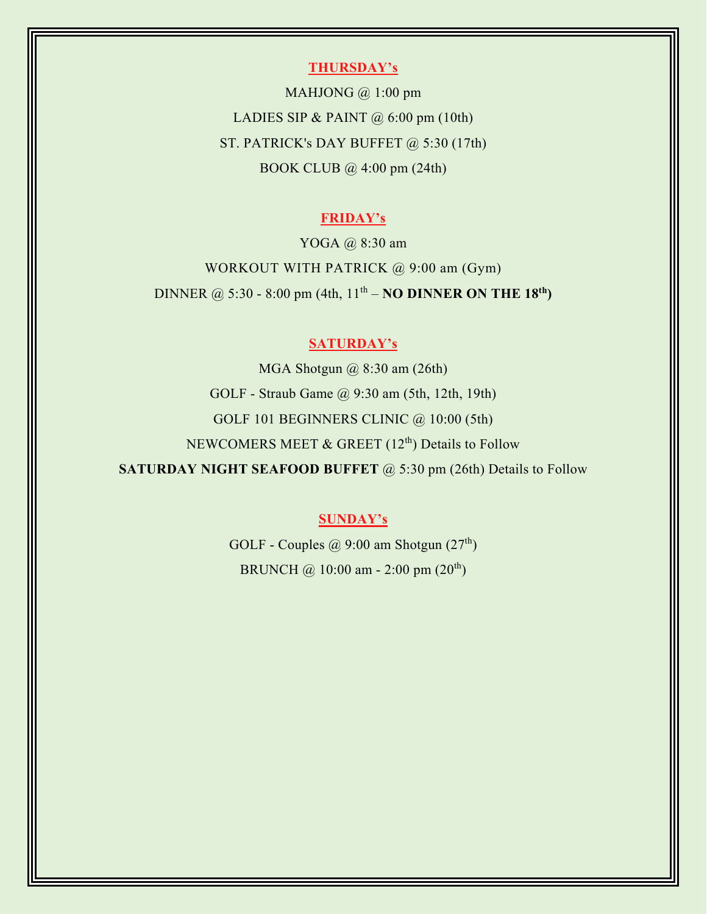## THURSDAY's

MAHJONG @ 1:00 pm

LADIES SIP & PAINT @ 6:00 pm (10th)

ST. PATRICK's DAY BUFFET @ 5:30 (17th)

BOOK CLUB @ 4:00 pm (24th)

## FRIDAY's

YOGA @ 8:30 am

WORKOUT WITH PATRICK @ 9:00 am (Gym)

DINNER @ 5:30 - 8:00 pm (4th, 11th – **NO DINNER ON THE 18th)**

## SATURDAY's

MGA Shotgun @ 8:30 am (26th)

GOLF - Straub Game @ 9:30 am (5th, 12th, 19th)

GOLF 101 BEGINNERS CLINIC @ 10:00 (5th)

NEWCOMERS MEET & GREET (12th) Details to Follow

**SATURDAY NIGHT SEAFOOD BUFFET** @ 5:30 pm (26th) Details to Follow

## SUNDAY's

GOLF - Couples @ 9:00 am Shotgun (27th)

BRUNCH @ 10:00 am - 2:00 pm (20th)